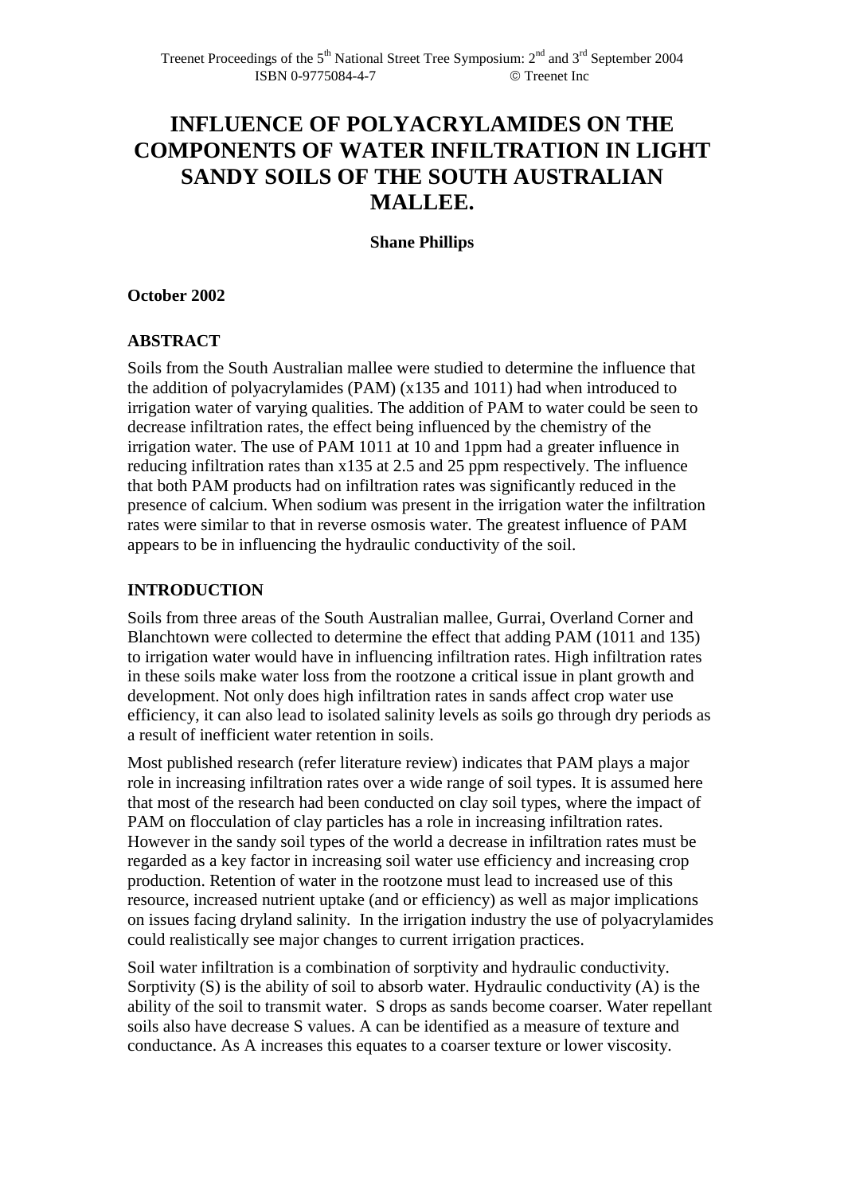# INFLUENCE OF POLYACRYLAMIDES ON THE COMPONENTS OF WATER INFILTRATION IN LIGHT SANDY SOILS OF THE SOUTH AUSTRALIAN MALLEE.

**Shane Phillips**

**October 2002**

## ABSTRACT

Soils from the South Australian mallee were studied to determine the influence that the addition of polyacrylamides (PAM) (x135 and 1011) had when introduced to irrigation water of varying qualities. The addition of PAM to water could be seen to decrease infiltration rates, the effect being influenced by the chemistry of the irrigation water. The use of PAM 1011 at 10 and 1ppm had a greater influence in reducing infiltration rates than x135 at 2.5 and 25 ppm respectively. The influence that both PAM products had on infiltration rates was significantly reduced in the presence of calcium. When sodium was present in the irrigation water the infiltration rates were similar to that in reverse osmosis water. The greatest influence of PAM appears to be in influencing the hydraulic conductivity of the soil.

## INTRODUCTION

Soils from three areas of the South Australian mallee, Gurrai, Overland Corner and Blanchtown were collected to determine the effect that adding PAM (1011 and 135) to irrigation water would have in influencing infiltration rates. High infiltration rates in these soils make water loss from the rootzone a critical issue in plant growth and development. Not only does high infiltration rates in sands affect crop water use efficiency, it can also lead to isolated salinity levels as soils go through dry periods as a result of inefficient water retention in soils.

Most published research (refer literature review) indicates that PAM plays a major role in increasing infiltration rates over a wide range of soil types. It is assumed here that most of the research had been conducted on clay soil types, where the impact of PAM on flocculation of clay particles has a role in increasing infiltration rates. However in the sandy soil types of the world a decrease in infiltration rates must be regarded as a key factor in increasing soil water use efficiency and increasing crop production. Retention of water in the rootzone must lead to increased use of this resource, increased nutrient uptake (and or efficiency) as well as major implications on issues facing dryland salinity. In the irrigation industry the use of polyacrylamides could realistically see major changes to current irrigation practices.

Soil water infiltration is a combination of sorptivity and hydraulic conductivity. Sorptivity (S) is the ability of soil to absorb water. Hydraulic conductivity (A) is the ability of the soil to transmit water. S drops as sands become coarser. Water repellant soils also have decrease S values. A can be identified as a measure of texture and conductance. As A increases this equates to a coarser texture or lower viscosity.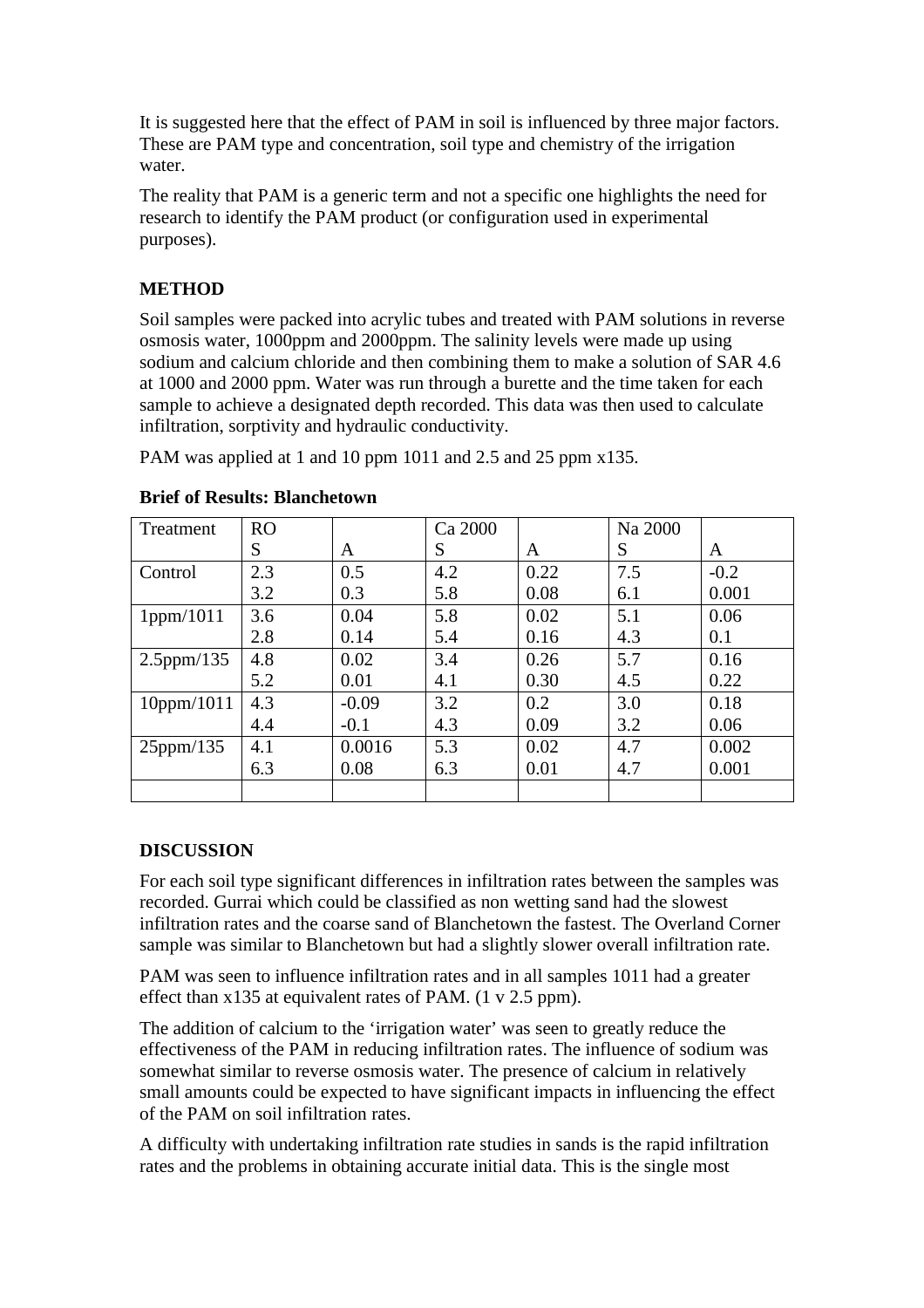It is suggested here that the effect of PAM in soil is influenced by three major factors. These are PAM type and concentration, soil type and chemistry of the irrigation water.

The reality that PAM is a generic term and not a specific one highlights the need for research to identify the PAM product (or configuration used in experimental purposes).

**METHOD**

Soil samples were packed into acrylic tubes and treated with PAM solutions in reverse osmosis water, 1000ppm and 2000ppm. The salinity levels were made up using sodium and calcium chloride and then combining them to make a solution of SAR 4.6 at 1000 and 2000 ppm. Water was run through a burette and the time taken for each sample to achieve a designated depth recorded. This data was then used to calculate infiltration, sorptivity and hydraulic conductivity.

PAM was applied at 1 and 10 ppm 1011 and 2.5 and 25 ppm x135.

**Brief of Results: Blanchetown**

| Treatment | RO | | Ca 2000 | | Na 2000 | |
|---|---|---|---|---|---|---|
| | S | A | S | A | S | A |
| Control | 2.3<br>3.2 | 0.5<br>0.3 | 4.2<br>5.8 | 0.22<br>0.08 | 7.5<br>6.1 | -0.2<br>0.001 |
| 1ppm/1011 | 3.6<br>2.8 | 0.04<br>0.14 | 5.8<br>5.4 | 0.02<br>0.16 | 5.1<br>4.3 | 0.06<br>0.1 |
| 2.5ppm/135 | 4.8<br>5.2 | 0.02<br>0.01 | 3.4<br>4.1 | 0.26<br>0.30 | 5.7<br>4.5 | 0.16<br>0.22 |
| 10ppm/1011 | 4.3<br>4.4 | -0.09<br>-0.1 | 3.2<br>4.3 | 0.2<br>0.09 | 3.0<br>3.2 | 0.18<br>0.06 |
| 25ppm/135 | 4.1<br>6.3 | 0.0016<br>0.08 | 5.3<br>6.3 | 0.02<br>0.01 | 4.7<br>4.7 | 0.002<br>0.001 |
| | | | | | | |

**DISCUSSION**

For each soil type significant differences in infiltration rates between the samples was recorded. Gurrai which could be classified as non wetting sand had the slowest infiltration rates and the coarse sand of Blanchetown the fastest. The Overland Corner sample was similar to Blanchetown but had a slightly slower overall infiltration rate.

PAM was seen to influence infiltration rates and in all samples 1011 had a greater effect than x135 at equivalent rates of PAM. (1 v 2.5 ppm).

The addition of calcium to the 'irrigation water' was seen to greatly reduce the effectiveness of the PAM in reducing infiltration rates. The influence of sodium was somewhat similar to reverse osmosis water. The presence of calcium in relatively small amounts could be expected to have significant impacts in influencing the effect of the PAM on soil infiltration rates.

A difficulty with undertaking infiltration rate studies in sands is the rapid infiltration rates and the problems in obtaining accurate initial data. This is the single most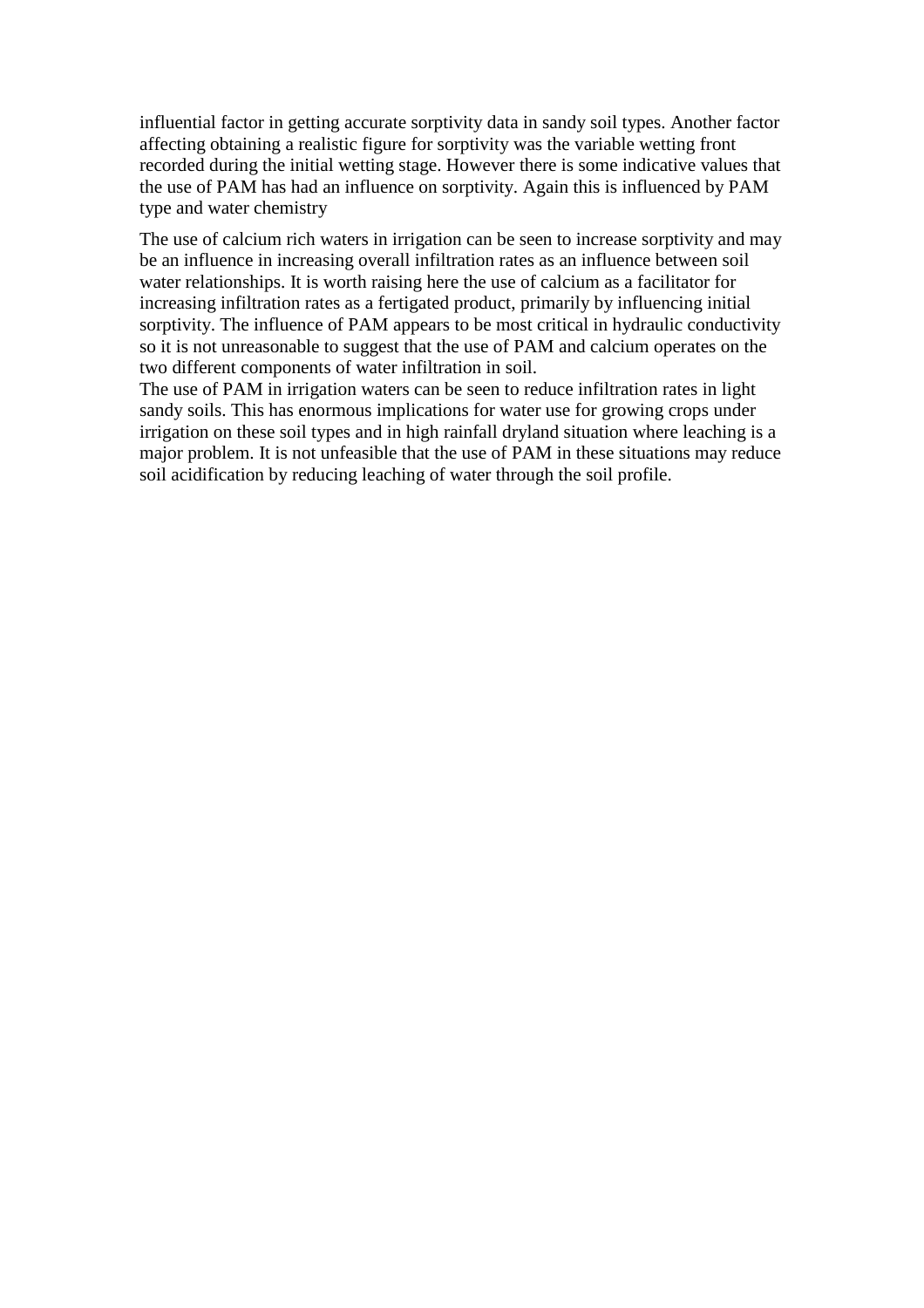influential factor in getting accurate sorptivity data in sandy soil types. Another factor affecting obtaining a realistic figure for sorptivity was the variable wetting front recorded during the initial wetting stage. However there is some indicative values that the use of PAM has had an influence on sorptivity. Again this is influenced by PAM type and water chemistry

The use of calcium rich waters in irrigation can be seen to increase sorptivity and may be an influence in increasing overall infiltration rates as an influence between soil water relationships. It is worth raising here the use of calcium as a facilitator for increasing infiltration rates as a fertigated product, primarily by influencing initial sorptivity. The influence of PAM appears to be most critical in hydraulic conductivity so it is not unreasonable to suggest that the use of PAM and calcium operates on the two different components of water infiltration in soil.
The use of PAM in irrigation waters can be seen to reduce infiltration rates in light sandy soils. This has enormous implications for water use for growing crops under irrigation on these soil types and in high rainfall dryland situation where leaching is a major problem. It is not unfeasible that the use of PAM in these situations may reduce soil acidification by reducing leaching of water through the soil profile.